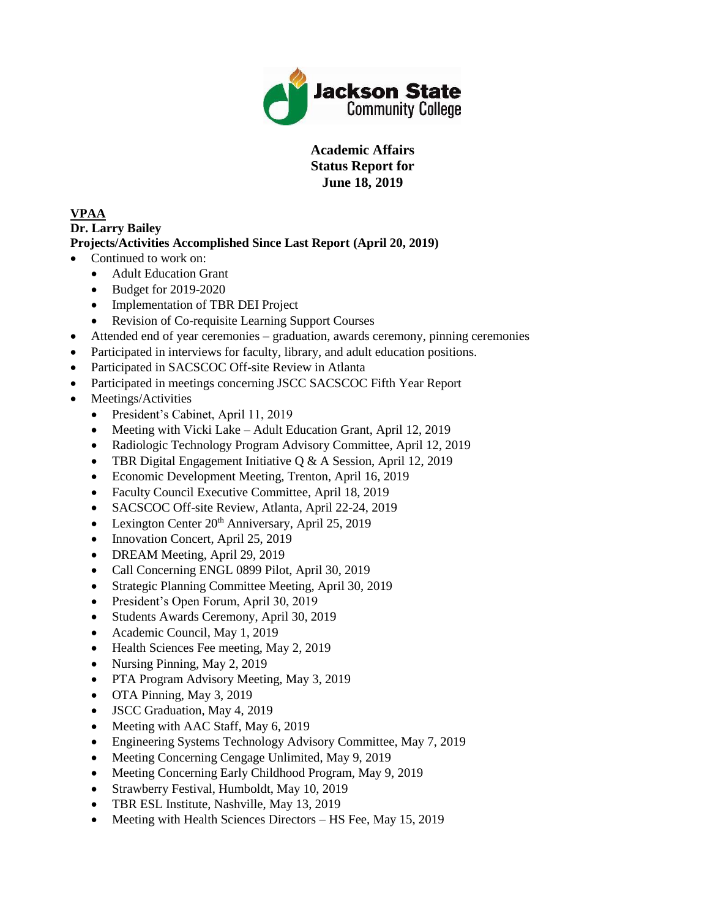**Academic Affairs**
**Status Report for**
**June 18, 2019**

## VPAA

**Dr. Larry Bailey**

**Projects/Activities Accomplished Since Last Report (April 20, 2019)**

- Continued to work on:
  - Adult Education Grant
  - Budget for 2019-2020
  - Implementation of TBR DEI Project
  - Revision of Co-requisite Learning Support Courses
- Attended end of year ceremonies – graduation, awards ceremony, pinning ceremonies
- Participated in interviews for faculty, library, and adult education positions.
- Participated in SACSCOC Off-site Review in Atlanta
- Participated in meetings concerning JSCC SACSCOC Fifth Year Report
- Meetings/Activities
  - President's Cabinet, April 11, 2019
  - Meeting with Vicki Lake – Adult Education Grant, April 12, 2019
  - Radiologic Technology Program Advisory Committee, April 12, 2019
  - TBR Digital Engagement Initiative Q & A Session, April 12, 2019
  - Economic Development Meeting, Trenton, April 16, 2019
  - Faculty Council Executive Committee, April 18, 2019
  - SACSCOC Off-site Review, Atlanta, April 22-24, 2019
  - Lexington Center 20th Anniversary, April 25, 2019
  - Innovation Concert, April 25, 2019
  - DREAM Meeting, April 29, 2019
  - Call Concerning ENGL 0899 Pilot, April 30, 2019
  - Strategic Planning Committee Meeting, April 30, 2019
  - President's Open Forum, April 30, 2019
  - Students Awards Ceremony, April 30, 2019
  - Academic Council, May 1, 2019
  - Health Sciences Fee meeting, May 2, 2019
  - Nursing Pinning, May 2, 2019
  - PTA Program Advisory Meeting, May 3, 2019
  - OTA Pinning, May 3, 2019
  - JSCC Graduation, May 4, 2019
  - Meeting with AAC Staff, May 6, 2019
  - Engineering Systems Technology Advisory Committee, May 7, 2019
  - Meeting Concerning Cengage Unlimited, May 9, 2019
  - Meeting Concerning Early Childhood Program, May 9, 2019
  - Strawberry Festival, Humboldt, May 10, 2019
  - TBR ESL Institute, Nashville, May 13, 2019
  - Meeting with Health Sciences Directors – HS Fee, May 15, 2019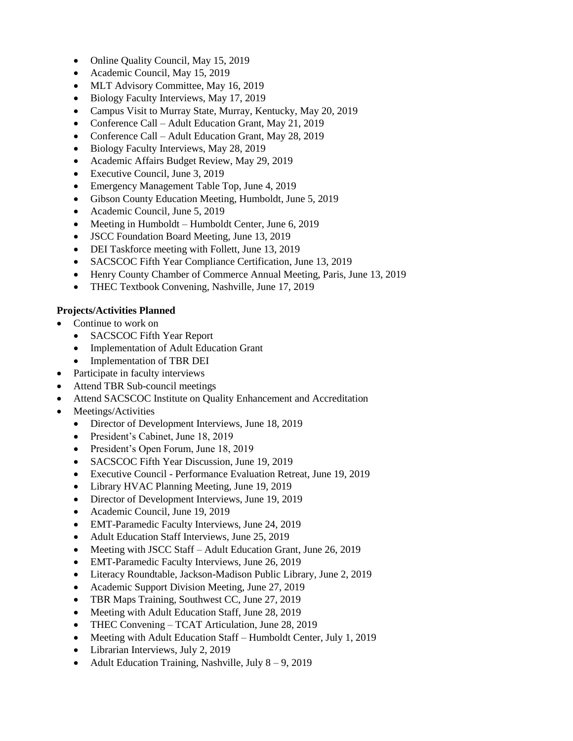- Online Quality Council, May 15, 2019
- Academic Council, May 15, 2019
- MLT Advisory Committee, May 16, 2019
- Biology Faculty Interviews, May 17, 2019
- Campus Visit to Murray State, Murray, Kentucky, May 20, 2019
- Conference Call – Adult Education Grant, May 21, 2019
- Conference Call – Adult Education Grant, May 28, 2019
- Biology Faculty Interviews, May 28, 2019
- Academic Affairs Budget Review, May 29, 2019
- Executive Council, June 3, 2019
- Emergency Management Table Top, June 4, 2019
- Gibson County Education Meeting, Humboldt, June 5, 2019
- Academic Council, June 5, 2019
- Meeting in Humboldt – Humboldt Center, June 6, 2019
- JSCC Foundation Board Meeting, June 13, 2019
- DEI Taskforce meeting with Follett, June 13, 2019
- SACSCOC Fifth Year Compliance Certification, June 13, 2019
- Henry County Chamber of Commerce Annual Meeting, Paris, June 13, 2019
- THEC Textbook Convening, Nashville, June 17, 2019

**Projects/Activities Planned**

- Continue to work on
  - SACSCOC Fifth Year Report
  - Implementation of Adult Education Grant
  - Implementation of TBR DEI
- Participate in faculty interviews
- Attend TBR Sub-council meetings
- Attend SACSCOC Institute on Quality Enhancement and Accreditation
- Meetings/Activities
  - Director of Development Interviews, June 18, 2019
  - President's Cabinet, June 18, 2019
  - President's Open Forum, June 18, 2019
  - SACSCOC Fifth Year Discussion, June 19, 2019
  - Executive Council - Performance Evaluation Retreat, June 19, 2019
  - Library HVAC Planning Meeting, June 19, 2019
  - Director of Development Interviews, June 19, 2019
  - Academic Council, June 19, 2019
  - EMT-Paramedic Faculty Interviews, June 24, 2019
  - Adult Education Staff Interviews, June 25, 2019
  - Meeting with JSCC Staff – Adult Education Grant, June 26, 2019
  - EMT-Paramedic Faculty Interviews, June 26, 2019
  - Literacy Roundtable, Jackson-Madison Public Library, June 2, 2019
  - Academic Support Division Meeting, June 27, 2019
  - TBR Maps Training, Southwest CC, June 27, 2019
  - Meeting with Adult Education Staff, June 28, 2019
  - THEC Convening – TCAT Articulation, June 28, 2019
  - Meeting with Adult Education Staff – Humboldt Center, July 1, 2019
  - Librarian Interviews, July 2, 2019
  - Adult Education Training, Nashville, July 8 – 9, 2019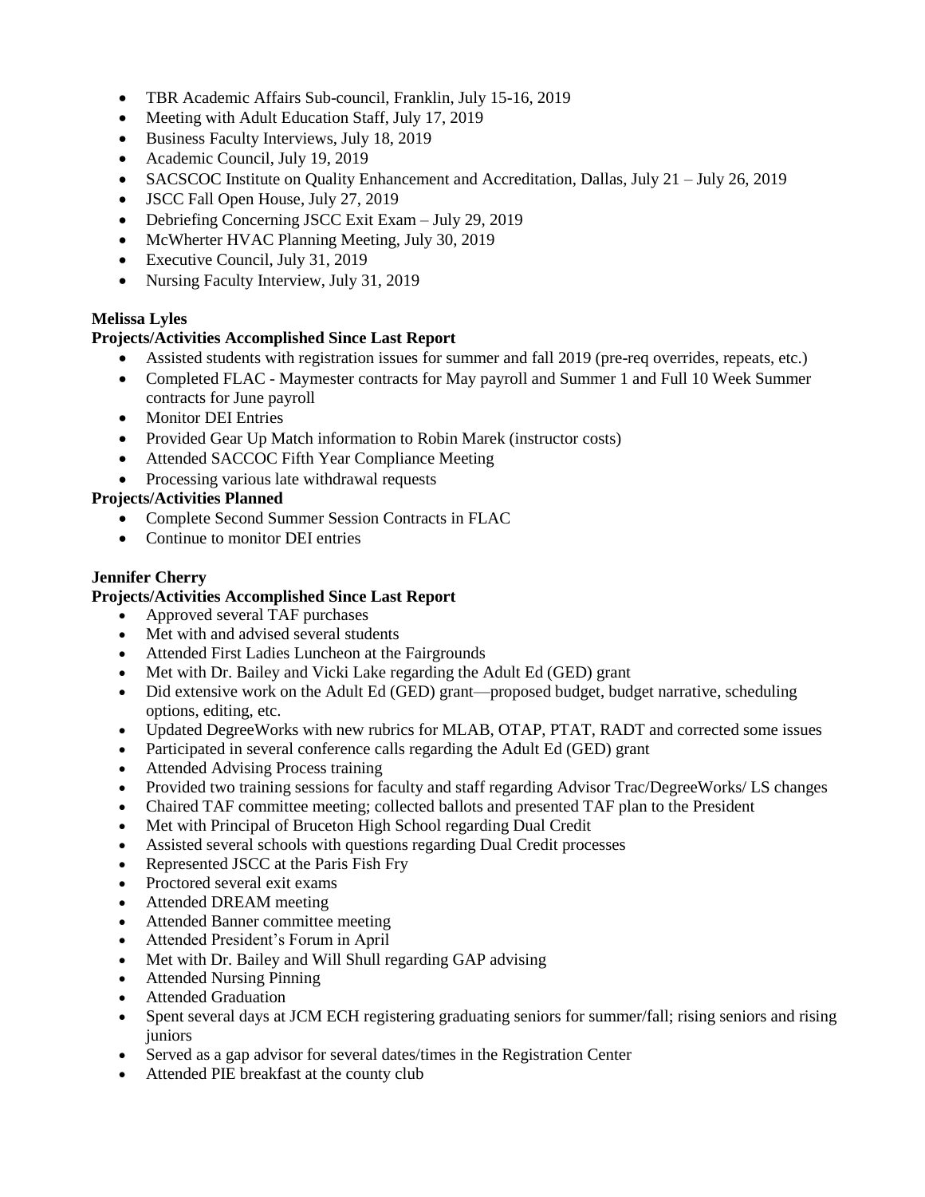- TBR Academic Affairs Sub-council, Franklin, July 15-16, 2019
- Meeting with Adult Education Staff, July 17, 2019
- Business Faculty Interviews, July 18, 2019
- Academic Council, July 19, 2019
- SACSCOC Institute on Quality Enhancement and Accreditation, Dallas, July 21 – July 26, 2019
- JSCC Fall Open House, July 27, 2019
- Debriefing Concerning JSCC Exit Exam – July 29, 2019
- McWherter HVAC Planning Meeting, July 30, 2019
- Executive Council, July 31, 2019
- Nursing Faculty Interview, July 31, 2019

**Melissa Lyles**

**Projects/Activities Accomplished Since Last Report**

- Assisted students with registration issues for summer and fall 2019 (pre-req overrides, repeats, etc.)
- Completed FLAC - Maymester contracts for May payroll and Summer 1 and Full 10 Week Summer contracts for June payroll
- Monitor DEI Entries
- Provided Gear Up Match information to Robin Marek (instructor costs)
- Attended SACCOC Fifth Year Compliance Meeting
- Processing various late withdrawal requests

**Projects/Activities Planned**

- Complete Second Summer Session Contracts in FLAC
- Continue to monitor DEI entries

**Jennifer Cherry**

**Projects/Activities Accomplished Since Last Report**

- Approved several TAF purchases
- Met with and advised several students
- Attended First Ladies Luncheon at the Fairgrounds
- Met with Dr. Bailey and Vicki Lake regarding the Adult Ed (GED) grant
- Did extensive work on the Adult Ed (GED) grant—proposed budget, budget narrative, scheduling options, editing, etc.
- Updated DegreeWorks with new rubrics for MLAB, OTAP, PTAT, RADT and corrected some issues
- Participated in several conference calls regarding the Adult Ed (GED) grant
- Attended Advising Process training
- Provided two training sessions for faculty and staff regarding Advisor Trac/DegreeWorks/ LS changes
- Chaired TAF committee meeting; collected ballots and presented TAF plan to the President
- Met with Principal of Bruceton High School regarding Dual Credit
- Assisted several schools with questions regarding Dual Credit processes
- Represented JSCC at the Paris Fish Fry
- Proctored several exit exams
- Attended DREAM meeting
- Attended Banner committee meeting
- Attended President's Forum in April
- Met with Dr. Bailey and Will Shull regarding GAP advising
- Attended Nursing Pinning
- Attended Graduation
- Spent several days at JCM ECH registering graduating seniors for summer/fall; rising seniors and rising juniors
- Served as a gap advisor for several dates/times in the Registration Center
- Attended PIE breakfast at the county club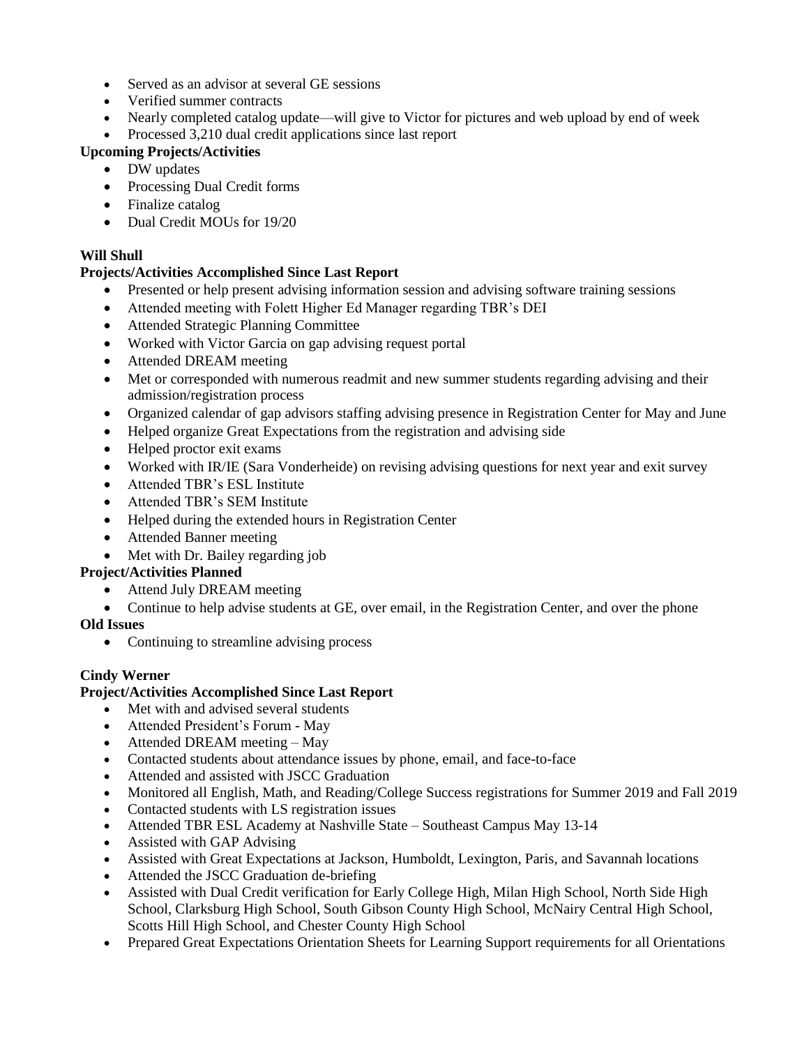- Served as an advisor at several GE sessions
- Verified summer contracts
- Nearly completed catalog update—will give to Victor for pictures and web upload by end of week
- Processed 3,210 dual credit applications since last report

**Upcoming Projects/Activities**

- DW updates
- Processing Dual Credit forms
- Finalize catalog
- Dual Credit MOUs for 19/20

**Will Shull**

**Projects/Activities Accomplished Since Last Report**

- Presented or help present advising information session and advising software training sessions
- Attended meeting with Folett Higher Ed Manager regarding TBR's DEI
- Attended Strategic Planning Committee
- Worked with Victor Garcia on gap advising request portal
- Attended DREAM meeting
- Met or corresponded with numerous readmit and new summer students regarding advising and their admission/registration process
- Organized calendar of gap advisors staffing advising presence in Registration Center for May and June
- Helped organize Great Expectations from the registration and advising side
- Helped proctor exit exams
- Worked with IR/IE (Sara Vonderheide) on revising advising questions for next year and exit survey
- Attended TBR's ESL Institute
- Attended TBR's SEM Institute
- Helped during the extended hours in Registration Center
- Attended Banner meeting
- Met with Dr. Bailey regarding job

**Project/Activities Planned**

- Attend July DREAM meeting
- Continue to help advise students at GE, over email, in the Registration Center, and over the phone

**Old Issues**

- Continuing to streamline advising process

**Cindy Werner**

**Project/Activities Accomplished Since Last Report**

- Met with and advised several students
- Attended President's Forum - May
- Attended DREAM meeting – May
- Contacted students about attendance issues by phone, email, and face-to-face
- Attended and assisted with JSCC Graduation
- Monitored all English, Math, and Reading/College Success registrations for Summer 2019 and Fall 2019
- Contacted students with LS registration issues
- Attended TBR ESL Academy at Nashville State – Southeast Campus May 13-14
- Assisted with GAP Advising
- Assisted with Great Expectations at Jackson, Humboldt, Lexington, Paris, and Savannah locations
- Attended the JSCC Graduation de-briefing
- Assisted with Dual Credit verification for Early College High, Milan High School, North Side High School, Clarksburg High School, South Gibson County High School, McNairy Central High School, Scotts Hill High School, and Chester County High School
- Prepared Great Expectations Orientation Sheets for Learning Support requirements for all Orientations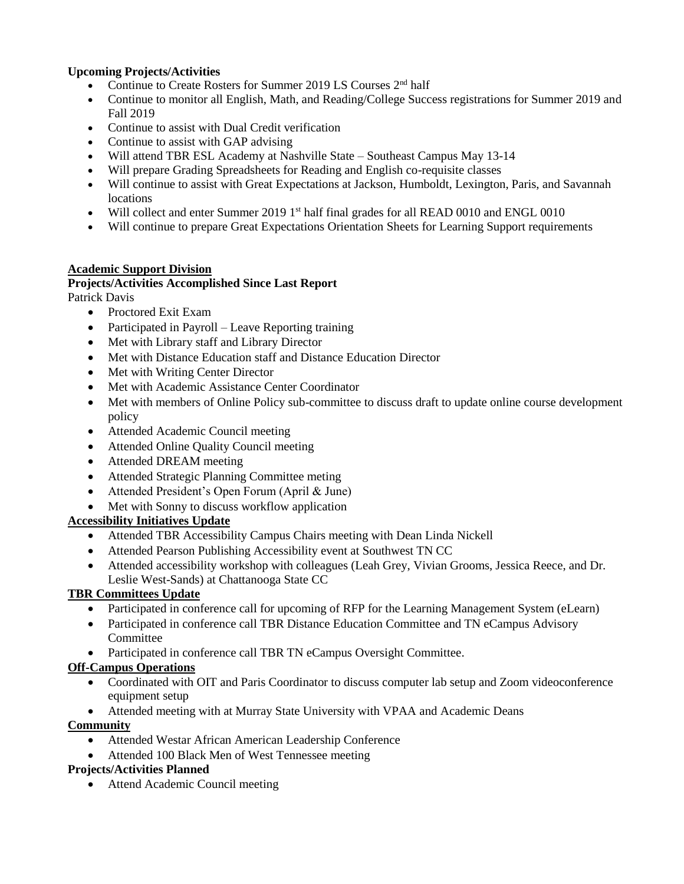**Upcoming Projects/Activities**

- Continue to Create Rosters for Summer 2019 LS Courses 2nd half
- Continue to monitor all English, Math, and Reading/College Success registrations for Summer 2019 and Fall 2019
- Continue to assist with Dual Credit verification
- Continue to assist with GAP advising
- Will attend TBR ESL Academy at Nashville State – Southeast Campus May 13-14
- Will prepare Grading Spreadsheets for Reading and English co-requisite classes
- Will continue to assist with Great Expectations at Jackson, Humboldt, Lexington, Paris, and Savannah locations
- Will collect and enter Summer 2019 1st half final grades for all READ 0010 and ENGL 0010
- Will continue to prepare Great Expectations Orientation Sheets for Learning Support requirements

**Academic Support Division**

**Projects/Activities Accomplished Since Last Report**

Patrick Davis

- Proctored Exit Exam
- Participated in Payroll – Leave Reporting training
- Met with Library staff and Library Director
- Met with Distance Education staff and Distance Education Director
- Met with Writing Center Director
- Met with Academic Assistance Center Coordinator
- Met with members of Online Policy sub-committee to discuss draft to update online course development policy
- Attended Academic Council meeting
- Attended Online Quality Council meeting
- Attended DREAM meeting
- Attended Strategic Planning Committee meting
- Attended President's Open Forum (April & June)
- Met with Sonny to discuss workflow application

**Accessibility Initiatives Update**

- Attended TBR Accessibility Campus Chairs meeting with Dean Linda Nickell
- Attended Pearson Publishing Accessibility event at Southwest TN CC
- Attended accessibility workshop with colleagues (Leah Grey, Vivian Grooms, Jessica Reece, and Dr. Leslie West-Sands) at Chattanooga State CC

**TBR Committees Update**

- Participated in conference call for upcoming of RFP for the Learning Management System (eLearn)
- Participated in conference call TBR Distance Education Committee and TN eCampus Advisory Committee
- Participated in conference call TBR TN eCampus Oversight Committee.

**Off-Campus Operations**

- Coordinated with OIT and Paris Coordinator to discuss computer lab setup and Zoom videoconference equipment setup
- Attended meeting with at Murray State University with VPAA and Academic Deans

**Community**

- Attended Westar African American Leadership Conference
- Attended 100 Black Men of West Tennessee meeting

**Projects/Activities Planned**

- Attend Academic Council meeting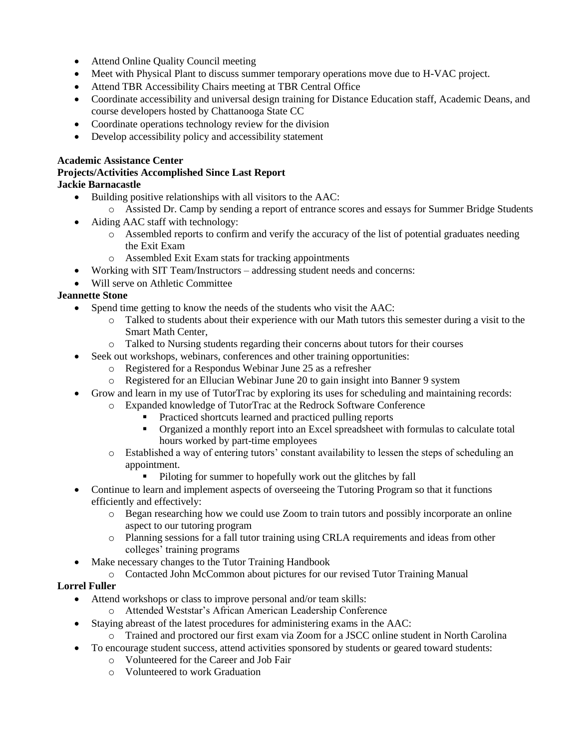- Attend Online Quality Council meeting
- Meet with Physical Plant to discuss summer temporary operations move due to H-VAC project.
- Attend TBR Accessibility Chairs meeting at TBR Central Office
- Coordinate accessibility and universal design training for Distance Education staff, Academic Deans, and course developers hosted by Chattanooga State CC
- Coordinate operations technology review for the division
- Develop accessibility policy and accessibility statement

**Academic Assistance Center**

**Projects/Activities Accomplished Since Last Report**

**Jackie Barnacastle**

- Building positive relationships with all visitors to the AAC:
  - Assisted Dr. Camp by sending a report of entrance scores and essays for Summer Bridge Students
- Aiding AAC staff with technology:
  - Assembled reports to confirm and verify the accuracy of the list of potential graduates needing the Exit Exam
  - Assembled Exit Exam stats for tracking appointments
- Working with SIT Team/Instructors – addressing student needs and concerns:
- Will serve on Athletic Committee

**Jeannette Stone**

- Spend time getting to know the needs of the students who visit the AAC:
  - Talked to students about their experience with our Math tutors this semester during a visit to the Smart Math Center,
  - Talked to Nursing students regarding their concerns about tutors for their courses
- Seek out workshops, webinars, conferences and other training opportunities:
  - Registered for a Respondus Webinar June 25 as a refresher
  - Registered for an Ellucian Webinar June 20 to gain insight into Banner 9 system
- Grow and learn in my use of TutorTrac by exploring its uses for scheduling and maintaining records:
  - Expanded knowledge of TutorTrac at the Redrock Software Conference
    - Practiced shortcuts learned and practiced pulling reports
    - Organized a monthly report into an Excel spreadsheet with formulas to calculate total hours worked by part-time employees
  - Established a way of entering tutors' constant availability to lessen the steps of scheduling an appointment.
    - Piloting for summer to hopefully work out the glitches by fall
- Continue to learn and implement aspects of overseeing the Tutoring Program so that it functions efficiently and effectively:
  - Began researching how we could use Zoom to train tutors and possibly incorporate an online aspect to our tutoring program
  - Planning sessions for a fall tutor training using CRLA requirements and ideas from other colleges' training programs
- Make necessary changes to the Tutor Training Handbook
  - Contacted John McCommon about pictures for our revised Tutor Training Manual

**Lorrel Fuller**

- Attend workshops or class to improve personal and/or team skills:
  - Attended Weststar's African American Leadership Conference
- Staying abreast of the latest procedures for administering exams in the AAC:
  - Trained and proctored our first exam via Zoom for a JSCC online student in North Carolina
- To encourage student success, attend activities sponsored by students or geared toward students:
  - Volunteered for the Career and Job Fair
  - Volunteered to work Graduation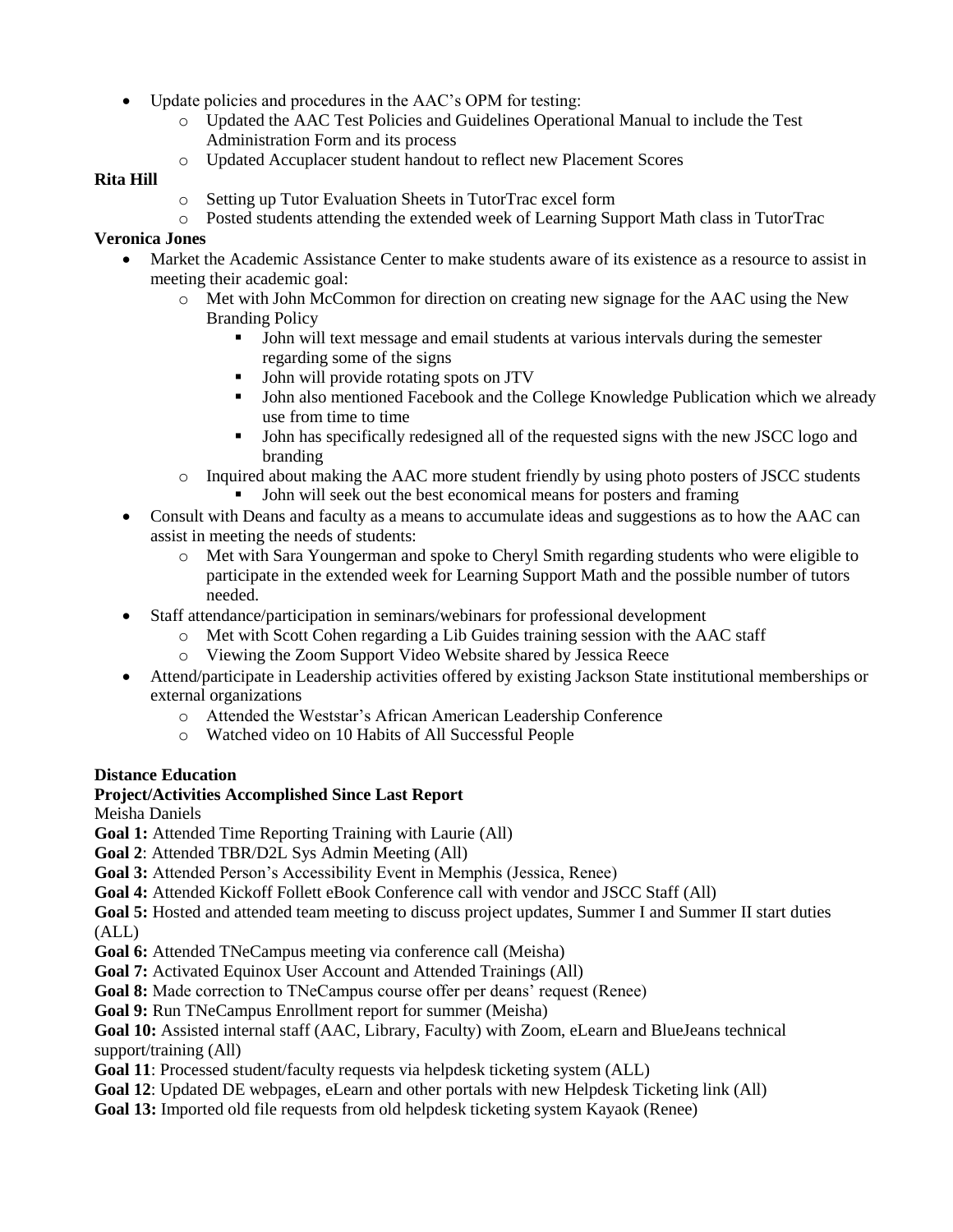- Update policies and procedures in the AAC's OPM for testing:
    - Updated the AAC Test Policies and Guidelines Operational Manual to include the Test Administration Form and its process
    - Updated Accuplacer student handout to reflect new Placement Scores

**Rita Hill**

- Setting up Tutor Evaluation Sheets in TutorTrac excel form
- Posted students attending the extended week of Learning Support Math class in TutorTrac

**Veronica Jones**

- Market the Academic Assistance Center to make students aware of its existence as a resource to assist in meeting their academic goal:
    - Met with John McCommon for direction on creating new signage for the AAC using the New Branding Policy
        - John will text message and email students at various intervals during the semester regarding some of the signs
        - John will provide rotating spots on JTV
        - John also mentioned Facebook and the College Knowledge Publication which we already use from time to time
        - John has specifically redesigned all of the requested signs with the new JSCC logo and branding
    - Inquired about making the AAC more student friendly by using photo posters of JSCC students
        - John will seek out the best economical means for posters and framing
- Consult with Deans and faculty as a means to accumulate ideas and suggestions as to how the AAC can assist in meeting the needs of students:
    - Met with Sara Youngerman and spoke to Cheryl Smith regarding students who were eligible to participate in the extended week for Learning Support Math and the possible number of tutors needed.
- Staff attendance/participation in seminars/webinars for professional development
    - Met with Scott Cohen regarding a Lib Guides training session with the AAC staff
    - Viewing the Zoom Support Video Website shared by Jessica Reece
- Attend/participate in Leadership activities offered by existing Jackson State institutional memberships or external organizations
    - Attended the Weststar's African American Leadership Conference
    - Watched video on 10 Habits of All Successful People

**Distance Education**

**Project/Activities Accomplished Since Last Report**

Meisha Daniels

**Goal 1:** Attended Time Reporting Training with Laurie (All)

**Goal 2**: Attended TBR/D2L Sys Admin Meeting (All)

**Goal 3:** Attended Person's Accessibility Event in Memphis (Jessica, Renee)

**Goal 4:** Attended Kickoff Follett eBook Conference call with vendor and JSCC Staff (All)

**Goal 5:** Hosted and attended team meeting to discuss project updates, Summer I and Summer II start duties (ALL)

**Goal 6:** Attended TNeCampus meeting via conference call (Meisha)

**Goal 7:** Activated Equinox User Account and Attended Trainings (All)

**Goal 8:** Made correction to TNeCampus course offer per deans' request (Renee)

**Goal 9:** Run TNeCampus Enrollment report for summer (Meisha)

**Goal 10:** Assisted internal staff (AAC, Library, Faculty) with Zoom, eLearn and BlueJeans technical support/training (All)

**Goal 11**: Processed student/faculty requests via helpdesk ticketing system (ALL)

**Goal 12**: Updated DE webpages, eLearn and other portals with new Helpdesk Ticketing link (All)

**Goal 13:** Imported old file requests from old helpdesk ticketing system Kayaok (Renee)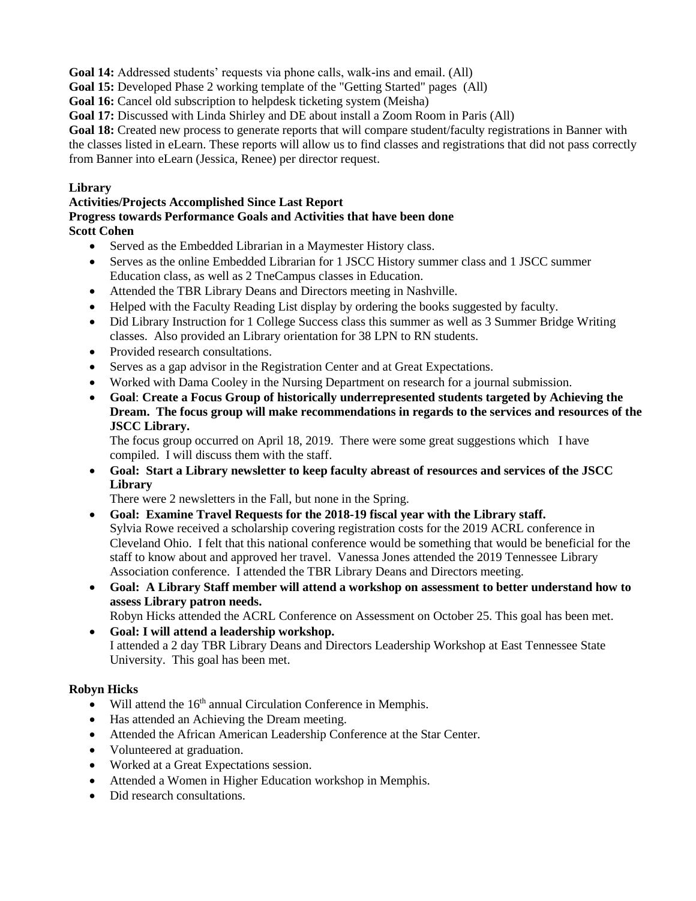**Goal 14:** Addressed students' requests via phone calls, walk-ins and email. (All)

**Goal 15:** Developed Phase 2 working template of the "Getting Started" pages (All)

**Goal 16:** Cancel old subscription to helpdesk ticketing system (Meisha)

**Goal 17:** Discussed with Linda Shirley and DE about install a Zoom Room in Paris (All)

**Goal 18:** Created new process to generate reports that will compare student/faculty registrations in Banner with the classes listed in eLearn. These reports will allow us to find classes and registrations that did not pass correctly from Banner into eLearn (Jessica, Renee) per director request.

**Library**

**Activities/Projects Accomplished Since Last Report**

**Progress towards Performance Goals and Activities that have been done**

**Scott Cohen**

- Served as the Embedded Librarian in a Maymester History class.
- Serves as the online Embedded Librarian for 1 JSCC History summer class and 1 JSCC summer Education class, as well as 2 TneCampus classes in Education.
- Attended the TBR Library Deans and Directors meeting in Nashville.
- Helped with the Faculty Reading List display by ordering the books suggested by faculty.
- Did Library Instruction for 1 College Success class this summer as well as 3 Summer Bridge Writing classes. Also provided an Library orientation for 38 LPN to RN students.
- Provided research consultations.
- Serves as a gap advisor in the Registration Center and at Great Expectations.
- Worked with Dama Cooley in the Nursing Department on research for a journal submission.
- **Goal**: **Create a Focus Group of historically underrepresented students targeted by Achieving the Dream. The focus group will make recommendations in regards to the services and resources of the JSCC Library.**
  The focus group occurred on April 18, 2019. There were some great suggestions which I have compiled. I will discuss them with the staff.
- **Goal: Start a Library newsletter to keep faculty abreast of resources and services of the JSCC Library**
  There were 2 newsletters in the Fall, but none in the Spring.
- **Goal: Examine Travel Requests for the 2018-19 fiscal year with the Library staff.**
  Sylvia Rowe received a scholarship covering registration costs for the 2019 ACRL conference in Cleveland Ohio. I felt that this national conference would be something that would be beneficial for the staff to know about and approved her travel. Vanessa Jones attended the 2019 Tennessee Library Association conference. I attended the TBR Library Deans and Directors meeting.
- **Goal: A Library Staff member will attend a workshop on assessment to better understand how to assess Library patron needs.**
  Robyn Hicks attended the ACRL Conference on Assessment on October 25. This goal has been met.
- **Goal: I will attend a leadership workshop.**
  I attended a 2 day TBR Library Deans and Directors Leadership Workshop at East Tennessee State University. This goal has been met.

**Robyn Hicks**

- Will attend the 16th annual Circulation Conference in Memphis.
- Has attended an Achieving the Dream meeting.
- Attended the African American Leadership Conference at the Star Center.
- Volunteered at graduation.
- Worked at a Great Expectations session.
- Attended a Women in Higher Education workshop in Memphis.
- Did research consultations.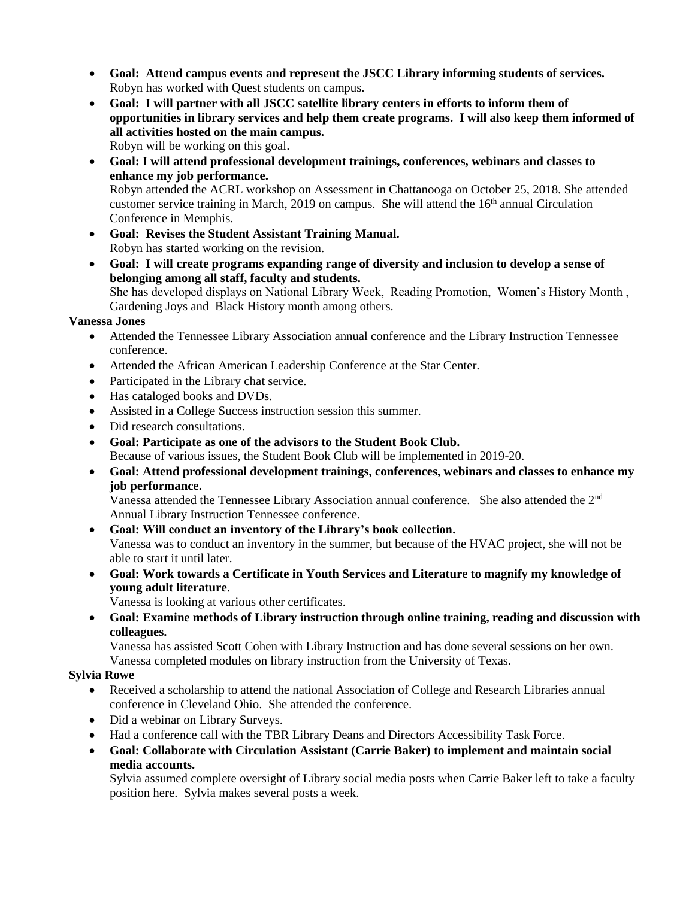- **Goal: Attend campus events and represent the JSCC Library informing students of services.** Robyn has worked with Quest students on campus.
- **Goal: I will partner with all JSCC satellite library centers in efforts to inform them of opportunities in library services and help them create programs. I will also keep them informed of all activities hosted on the main campus.** Robyn will be working on this goal.
- **Goal: I will attend professional development trainings, conferences, webinars and classes to enhance my job performance.** Robyn attended the ACRL workshop on Assessment in Chattanooga on October 25, 2018. She attended customer service training in March, 2019 on campus. She will attend the 16th annual Circulation Conference in Memphis.
- **Goal: Revises the Student Assistant Training Manual.** Robyn has started working on the revision.
- **Goal: I will create programs expanding range of diversity and inclusion to develop a sense of belonging among all staff, faculty and students.** She has developed displays on National Library Week, Reading Promotion, Women's History Month, Gardening Joys and Black History month among others.

**Vanessa Jones**

- Attended the Tennessee Library Association annual conference and the Library Instruction Tennessee conference.
- Attended the African American Leadership Conference at the Star Center.
- Participated in the Library chat service.
- Has cataloged books and DVDs.
- Assisted in a College Success instruction session this summer.
- Did research consultations.
- **Goal: Participate as one of the advisors to the Student Book Club.** Because of various issues, the Student Book Club will be implemented in 2019-20.
- **Goal: Attend professional development trainings, conferences, webinars and classes to enhance my job performance.** Vanessa attended the Tennessee Library Association annual conference. She also attended the 2nd Annual Library Instruction Tennessee conference.
- **Goal: Will conduct an inventory of the Library's book collection.** Vanessa was to conduct an inventory in the summer, but because of the HVAC project, she will not be able to start it until later.
- **Goal: Work towards a Certificate in Youth Services and Literature to magnify my knowledge of young adult literature**. Vanessa is looking at various other certificates.
- **Goal: Examine methods of Library instruction through online training, reading and discussion with colleagues.** Vanessa has assisted Scott Cohen with Library Instruction and has done several sessions on her own. Vanessa completed modules on library instruction from the University of Texas.

**Sylvia Rowe**

- Received a scholarship to attend the national Association of College and Research Libraries annual conference in Cleveland Ohio. She attended the conference.
- Did a webinar on Library Surveys.
- Had a conference call with the TBR Library Deans and Directors Accessibility Task Force.
- **Goal: Collaborate with Circulation Assistant (Carrie Baker) to implement and maintain social media accounts.** Sylvia assumed complete oversight of Library social media posts when Carrie Baker left to take a faculty position here. Sylvia makes several posts a week.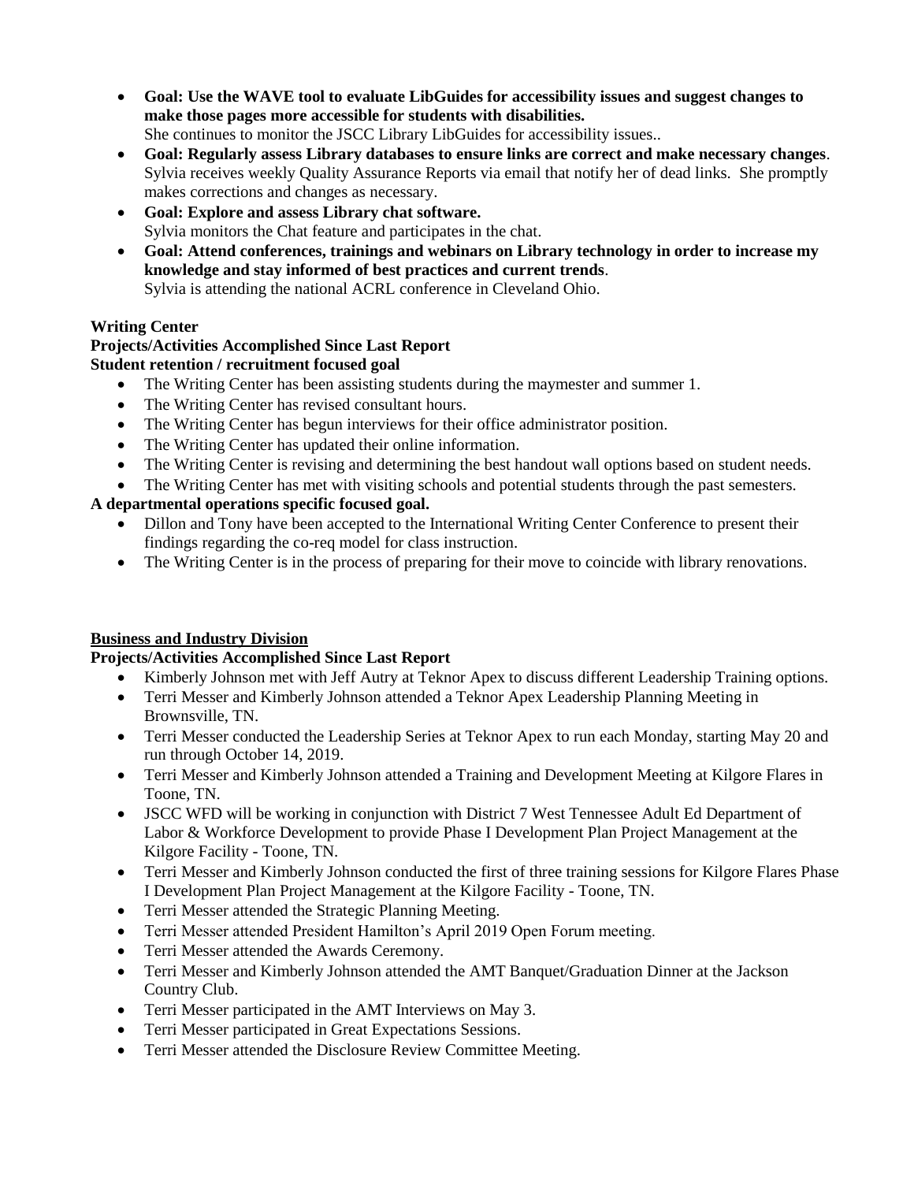- **Goal: Use the WAVE tool to evaluate LibGuides for accessibility issues and suggest changes to make those pages more accessible for students with disabilities.**
  She continues to monitor the JSCC Library LibGuides for accessibility issues..
- **Goal: Regularly assess Library databases to ensure links are correct and make necessary changes**. Sylvia receives weekly Quality Assurance Reports via email that notify her of dead links. She promptly makes corrections and changes as necessary.
- **Goal: Explore and assess Library chat software.**
  Sylvia monitors the Chat feature and participates in the chat.
- **Goal: Attend conferences, trainings and webinars on Library technology in order to increase my knowledge and stay informed of best practices and current trends**.
  Sylvia is attending the national ACRL conference in Cleveland Ohio.

**Writing Center**

**Projects/Activities Accomplished Since Last Report**

**Student retention / recruitment focused goal**

- The Writing Center has been assisting students during the maymester and summer 1.
- The Writing Center has revised consultant hours.
- The Writing Center has begun interviews for their office administrator position.
- The Writing Center has updated their online information.
- The Writing Center is revising and determining the best handout wall options based on student needs.
- The Writing Center has met with visiting schools and potential students through the past semesters.

**A departmental operations specific focused goal.**

- Dillon and Tony have been accepted to the International Writing Center Conference to present their findings regarding the co-req model for class instruction.
- The Writing Center is in the process of preparing for their move to coincide with library renovations.

**<u>Business and Industry Division</u>**

**Projects/Activities Accomplished Since Last Report**

- Kimberly Johnson met with Jeff Autry at Teknor Apex to discuss different Leadership Training options.
- Terri Messer and Kimberly Johnson attended a Teknor Apex Leadership Planning Meeting in Brownsville, TN.
- Terri Messer conducted the Leadership Series at Teknor Apex to run each Monday, starting May 20 and run through October 14, 2019.
- Terri Messer and Kimberly Johnson attended a Training and Development Meeting at Kilgore Flares in Toone, TN.
- JSCC WFD will be working in conjunction with District 7 West Tennessee Adult Ed Department of Labor & Workforce Development to provide Phase I Development Plan Project Management at the Kilgore Facility - Toone, TN.
- Terri Messer and Kimberly Johnson conducted the first of three training sessions for Kilgore Flares Phase I Development Plan Project Management at the Kilgore Facility - Toone, TN.
- Terri Messer attended the Strategic Planning Meeting.
- Terri Messer attended President Hamilton's April 2019 Open Forum meeting.
- Terri Messer attended the Awards Ceremony.
- Terri Messer and Kimberly Johnson attended the AMT Banquet/Graduation Dinner at the Jackson Country Club.
- Terri Messer participated in the AMT Interviews on May 3.
- Terri Messer participated in Great Expectations Sessions.
- Terri Messer attended the Disclosure Review Committee Meeting.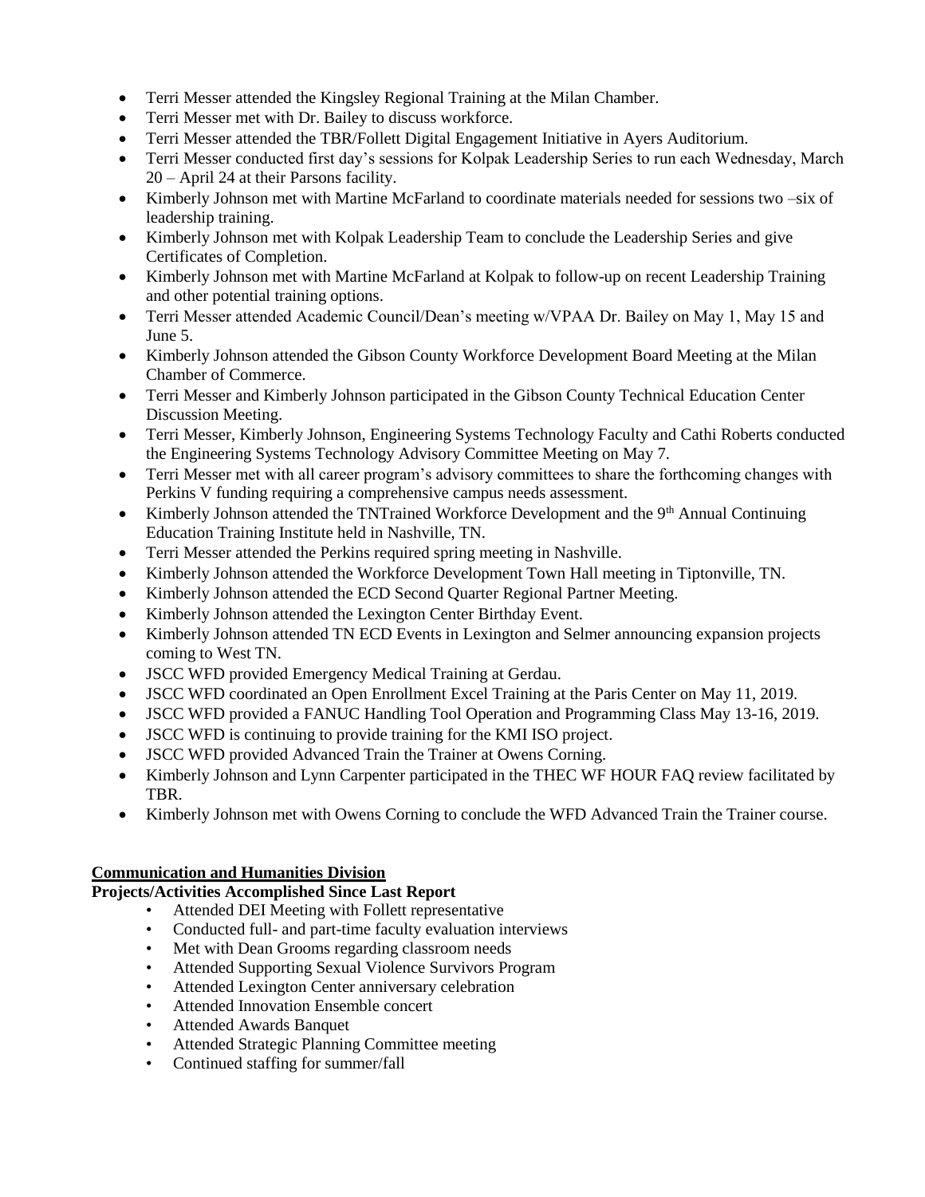- Terri Messer attended the Kingsley Regional Training at the Milan Chamber.
- Terri Messer met with Dr. Bailey to discuss workforce.
- Terri Messer attended the TBR/Follett Digital Engagement Initiative in Ayers Auditorium.
- Terri Messer conducted first day's sessions for Kolpak Leadership Series to run each Wednesday, March 20 – April 24 at their Parsons facility.
- Kimberly Johnson met with Martine McFarland to coordinate materials needed for sessions two –six of leadership training.
- Kimberly Johnson met with Kolpak Leadership Team to conclude the Leadership Series and give Certificates of Completion.
- Kimberly Johnson met with Martine McFarland at Kolpak to follow-up on recent Leadership Training and other potential training options.
- Terri Messer attended Academic Council/Dean's meeting w/VPAA Dr. Bailey on May 1, May 15 and June 5.
- Kimberly Johnson attended the Gibson County Workforce Development Board Meeting at the Milan Chamber of Commerce.
- Terri Messer and Kimberly Johnson participated in the Gibson County Technical Education Center Discussion Meeting.
- Terri Messer, Kimberly Johnson, Engineering Systems Technology Faculty and Cathi Roberts conducted the Engineering Systems Technology Advisory Committee Meeting on May 7.
- Terri Messer met with all career program's advisory committees to share the forthcoming changes with Perkins V funding requiring a comprehensive campus needs assessment.
- Kimberly Johnson attended the TNTrained Workforce Development and the 9th Annual Continuing Education Training Institute held in Nashville, TN.
- Terri Messer attended the Perkins required spring meeting in Nashville.
- Kimberly Johnson attended the Workforce Development Town Hall meeting in Tiptonville, TN.
- Kimberly Johnson attended the ECD Second Quarter Regional Partner Meeting.
- Kimberly Johnson attended the Lexington Center Birthday Event.
- Kimberly Johnson attended TN ECD Events in Lexington and Selmer announcing expansion projects coming to West TN.
- JSCC WFD provided Emergency Medical Training at Gerdau.
- JSCC WFD coordinated an Open Enrollment Excel Training at the Paris Center on May 11, 2019.
- JSCC WFD provided a FANUC Handling Tool Operation and Programming Class May 13-16, 2019.
- JSCC WFD is continuing to provide training for the KMI ISO project.
- JSCC WFD provided Advanced Train the Trainer at Owens Corning.
- Kimberly Johnson and Lynn Carpenter participated in the THEC WF HOUR FAQ review facilitated by TBR.
- Kimberly Johnson met with Owens Corning to conclude the WFD Advanced Train the Trainer course.

**Communication and Humanities Division**

**Projects/Activities Accomplished Since Last Report**

- Attended DEI Meeting with Follett representative
- Conducted full- and part-time faculty evaluation interviews
- Met with Dean Grooms regarding classroom needs
- Attended Supporting Sexual Violence Survivors Program
- Attended Lexington Center anniversary celebration
- Attended Innovation Ensemble concert
- Attended Awards Banquet
- Attended Strategic Planning Committee meeting
- Continued staffing for summer/fall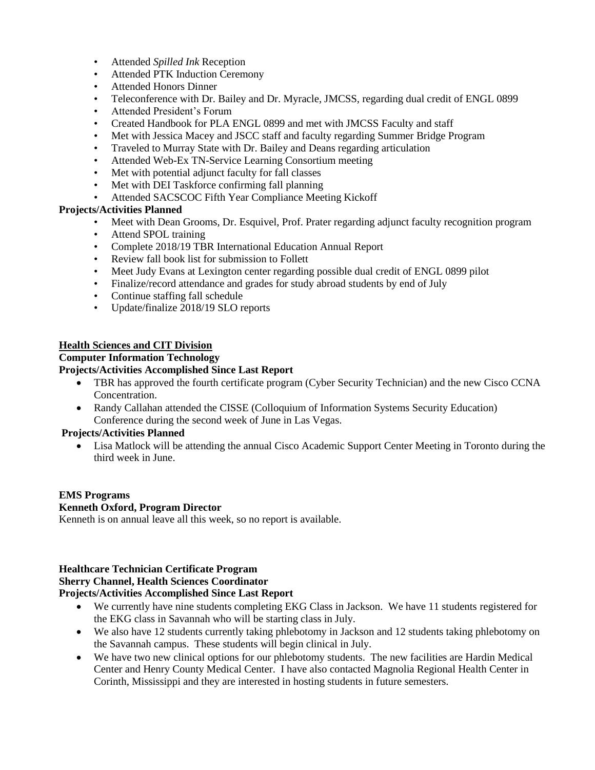- Attended *Spilled Ink* Reception
- Attended PTK Induction Ceremony
- Attended Honors Dinner
- Teleconference with Dr. Bailey and Dr. Myracle, JMCSS, regarding dual credit of ENGL 0899
- Attended President's Forum
- Created Handbook for PLA ENGL 0899 and met with JMCSS Faculty and staff
- Met with Jessica Macey and JSCC staff and faculty regarding Summer Bridge Program
- Traveled to Murray State with Dr. Bailey and Deans regarding articulation
- Attended Web-Ex TN-Service Learning Consortium meeting
- Met with potential adjunct faculty for fall classes
- Met with DEI Taskforce confirming fall planning
- Attended SACSCOC Fifth Year Compliance Meeting Kickoff

**Projects/Activities Planned**

- Meet with Dean Grooms, Dr. Esquivel, Prof. Prater regarding adjunct faculty recognition program
- Attend SPOL training
- Complete 2018/19 TBR International Education Annual Report
- Review fall book list for submission to Follett
- Meet Judy Evans at Lexington center regarding possible dual credit of ENGL 0899 pilot
- Finalize/record attendance and grades for study abroad students by end of July
- Continue staffing fall schedule
- Update/finalize 2018/19 SLO reports

## Health Sciences and CIT Division

**Computer Information Technology**

**Projects/Activities Accomplished Since Last Report**

- TBR has approved the fourth certificate program (Cyber Security Technician) and the new Cisco CCNA Concentration.
- Randy Callahan attended the CISSE (Colloquium of Information Systems Security Education) Conference during the second week of June in Las Vegas.

**Projects/Activities Planned**

- Lisa Matlock will be attending the annual Cisco Academic Support Center Meeting in Toronto during the third week in June.

**EMS Programs**

**Kenneth Oxford, Program Director**

Kenneth is on annual leave all this week, so no report is available.

**Healthcare Technician Certificate Program**

**Sherry Channel, Health Sciences Coordinator**

**Projects/Activities Accomplished Since Last Report**

- We currently have nine students completing EKG Class in Jackson. We have 11 students registered for the EKG class in Savannah who will be starting class in July.
- We also have 12 students currently taking phlebotomy in Jackson and 12 students taking phlebotomy on the Savannah campus. These students will begin clinical in July.
- We have two new clinical options for our phlebotomy students. The new facilities are Hardin Medical Center and Henry County Medical Center. I have also contacted Magnolia Regional Health Center in Corinth, Mississippi and they are interested in hosting students in future semesters.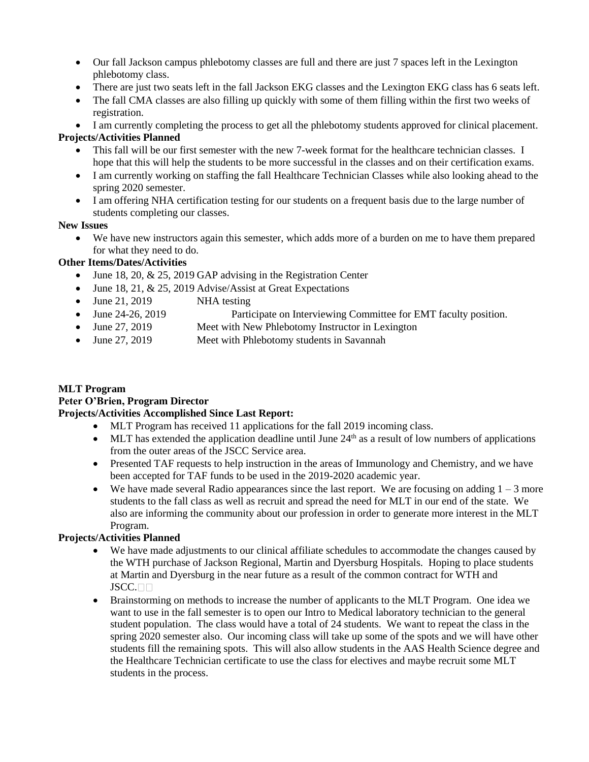- Our fall Jackson campus phlebotomy classes are full and there are just 7 spaces left in the Lexington phlebotomy class.
- There are just two seats left in the fall Jackson EKG classes and the Lexington EKG class has 6 seats left.
- The fall CMA classes are also filling up quickly with some of them filling within the first two weeks of registration.
- I am currently completing the process to get all the phlebotomy students approved for clinical placement.

**Projects/Activities Planned**

- This fall will be our first semester with the new 7-week format for the healthcare technician classes. I hope that this will help the students to be more successful in the classes and on their certification exams.
- I am currently working on staffing the fall Healthcare Technician Classes while also looking ahead to the spring 2020 semester.
- I am offering NHA certification testing for our students on a frequent basis due to the large number of students completing our classes.

**New Issues**

- We have new instructors again this semester, which adds more of a burden on me to have them prepared for what they need to do.

**Other Items/Dates/Activities**

- June 18, 20, & 25, 2019 GAP advising in the Registration Center
- June 18, 21, & 25, 2019 Advise/Assist at Great Expectations
- June 21, 2019 NHA testing
- June 24-26, 2019 Participate on Interviewing Committee for EMT faculty position.
- June 27, 2019 Meet with New Phlebotomy Instructor in Lexington
- June 27, 2019 Meet with Phlebotomy students in Savannah

**MLT Program**
**Peter O'Brien, Program Director**
**Projects/Activities Accomplished Since Last Report:**

- MLT Program has received 11 applications for the fall 2019 incoming class.
- MLT has extended the application deadline until June 24th as a result of low numbers of applications from the outer areas of the JSCC Service area.
- Presented TAF requests to help instruction in the areas of Immunology and Chemistry, and we have been accepted for TAF funds to be used in the 2019-2020 academic year.
- We have made several Radio appearances since the last report. We are focusing on adding 1 – 3 more students to the fall class as well as recruit and spread the need for MLT in our end of the state. We also are informing the community about our profession in order to generate more interest in the MLT Program.

**Projects/Activities Planned**

- We have made adjustments to our clinical affiliate schedules to accommodate the changes caused by the WTH purchase of Jackson Regional, Martin and Dyersburg Hospitals. Hoping to place students at Martin and Dyersburg in the near future as a result of the common contract for WTH and JSCC.
- Brainstorming on methods to increase the number of applicants to the MLT Program. One idea we want to use in the fall semester is to open our Intro to Medical laboratory technician to the general student population. The class would have a total of 24 students. We want to repeat the class in the spring 2020 semester also. Our incoming class will take up some of the spots and we will have other students fill the remaining spots. This will also allow students in the AAS Health Science degree and the Healthcare Technician certificate to use the class for electives and maybe recruit some MLT students in the process.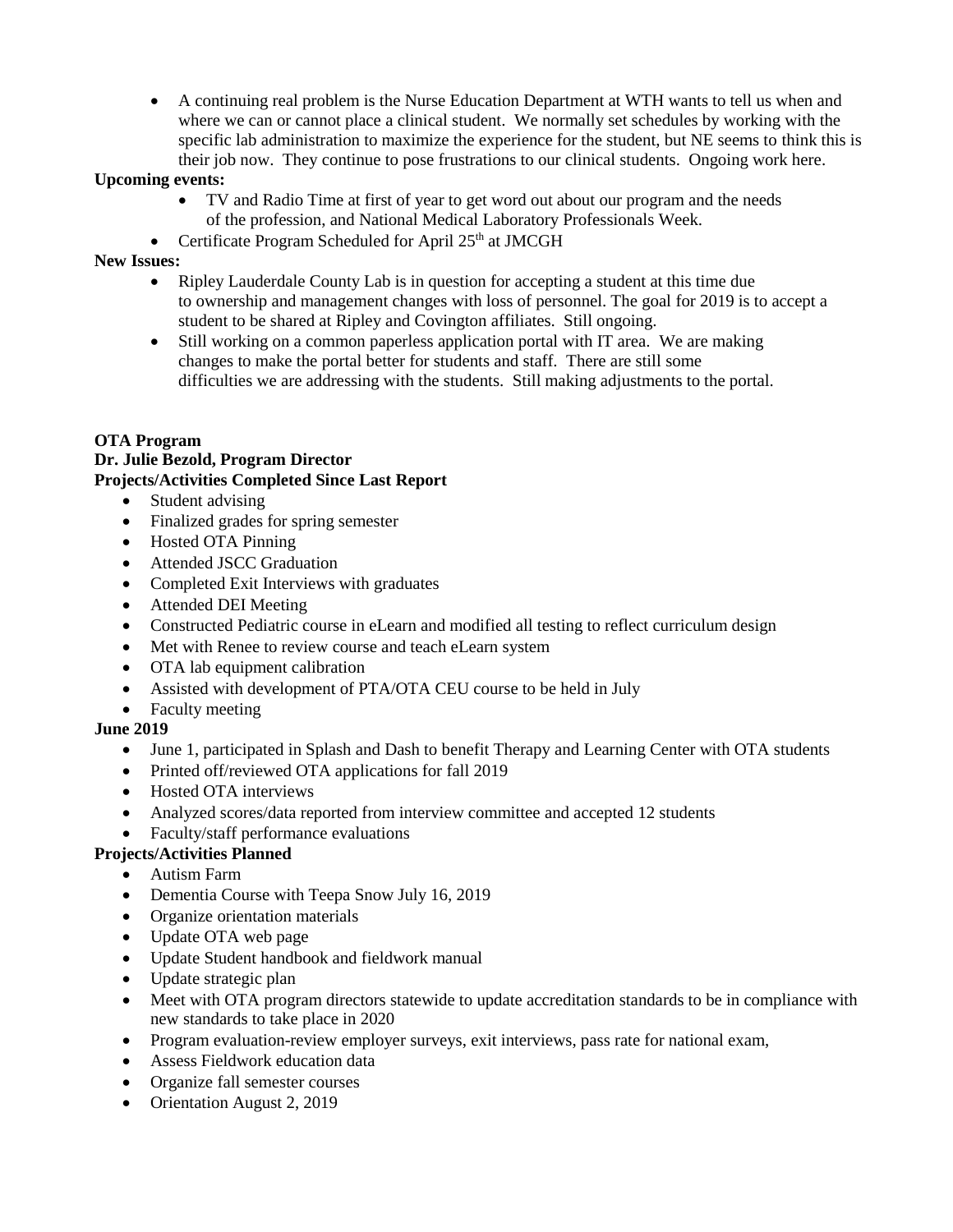- A continuing real problem is the Nurse Education Department at WTH wants to tell us when and where we can or cannot place a clinical student. We normally set schedules by working with the specific lab administration to maximize the experience for the student, but NE seems to think this is their job now. They continue to pose frustrations to our clinical students. Ongoing work here.

**Upcoming events:**

- TV and Radio Time at first of year to get word out about our program and the needs of the profession, and National Medical Laboratory Professionals Week.
- Certificate Program Scheduled for April 25th at JMCGH

**New Issues:**

- Ripley Lauderdale County Lab is in question for accepting a student at this time due to ownership and management changes with loss of personnel. The goal for 2019 is to accept a student to be shared at Ripley and Covington affiliates. Still ongoing.
- Still working on a common paperless application portal with IT area. We are making changes to make the portal better for students and staff. There are still some difficulties we are addressing with the students. Still making adjustments to the portal.

**OTA Program**
**Dr. Julie Bezold, Program Director**
**Projects/Activities Completed Since Last Report**

- Student advising
- Finalized grades for spring semester
- Hosted OTA Pinning
- Attended JSCC Graduation
- Completed Exit Interviews with graduates
- Attended DEI Meeting
- Constructed Pediatric course in eLearn and modified all testing to reflect curriculum design
- Met with Renee to review course and teach eLearn system
- OTA lab equipment calibration
- Assisted with development of PTA/OTA CEU course to be held in July
- Faculty meeting

**June 2019**

- June 1, participated in Splash and Dash to benefit Therapy and Learning Center with OTA students
- Printed off/reviewed OTA applications for fall 2019
- Hosted OTA interviews
- Analyzed scores/data reported from interview committee and accepted 12 students
- Faculty/staff performance evaluations

**Projects/Activities Planned**

- Autism Farm
- Dementia Course with Teepa Snow July 16, 2019
- Organize orientation materials
- Update OTA web page
- Update Student handbook and fieldwork manual
- Update strategic plan
- Meet with OTA program directors statewide to update accreditation standards to be in compliance with new standards to take place in 2020
- Program evaluation-review employer surveys, exit interviews, pass rate for national exam,
- Assess Fieldwork education data
- Organize fall semester courses
- Orientation August 2, 2019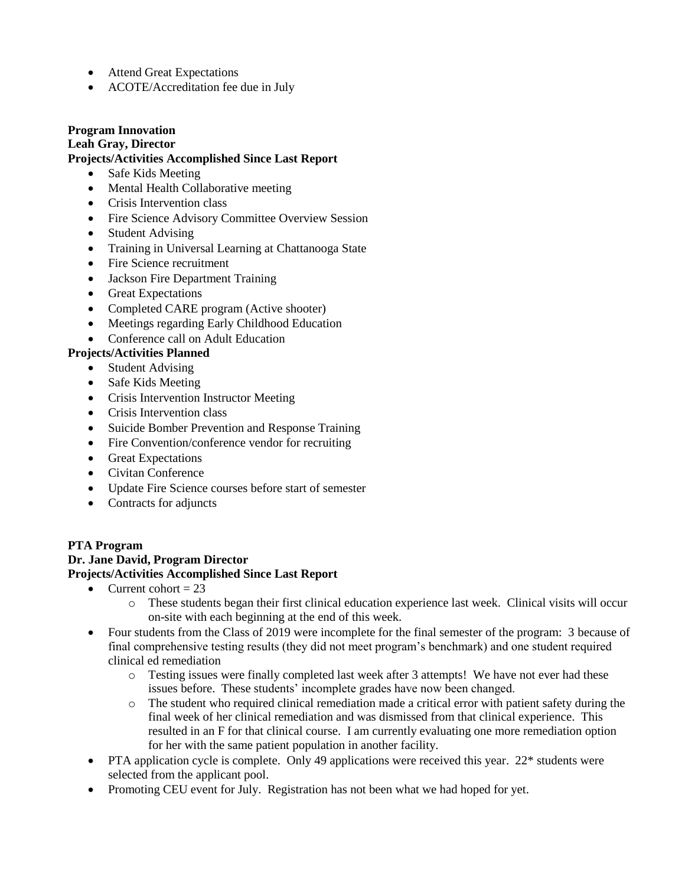- Attend Great Expectations
- ACOTE/Accreditation fee due in July

**Program Innovation**
**Leah Gray, Director**
**Projects/Activities Accomplished Since Last Report**

- Safe Kids Meeting
- Mental Health Collaborative meeting
- Crisis Intervention class
- Fire Science Advisory Committee Overview Session
- Student Advising
- Training in Universal Learning at Chattanooga State
- Fire Science recruitment
- Jackson Fire Department Training
- Great Expectations
- Completed CARE program (Active shooter)
- Meetings regarding Early Childhood Education
- Conference call on Adult Education

**Projects/Activities Planned**

- Student Advising
- Safe Kids Meeting
- Crisis Intervention Instructor Meeting
- Crisis Intervention class
- Suicide Bomber Prevention and Response Training
- Fire Convention/conference vendor for recruiting
- Great Expectations
- Civitan Conference
- Update Fire Science courses before start of semester
- Contracts for adjuncts

**PTA Program**
**Dr. Jane David, Program Director**
**Projects/Activities Accomplished Since Last Report**

- Current cohort = 23
  - These students began their first clinical education experience last week. Clinical visits will occur on-site with each beginning at the end of this week.
- Four students from the Class of 2019 were incomplete for the final semester of the program: 3 because of final comprehensive testing results (they did not meet program's benchmark) and one student required clinical ed remediation
  - Testing issues were finally completed last week after 3 attempts! We have not ever had these issues before. These students' incomplete grades have now been changed.
  - The student who required clinical remediation made a critical error with patient safety during the final week of her clinical remediation and was dismissed from that clinical experience. This resulted in an F for that clinical course. I am currently evaluating one more remediation option for her with the same patient population in another facility.
- PTA application cycle is complete. Only 49 applications were received this year. 22* students were selected from the applicant pool.
- Promoting CEU event for July. Registration has not been what we had hoped for yet.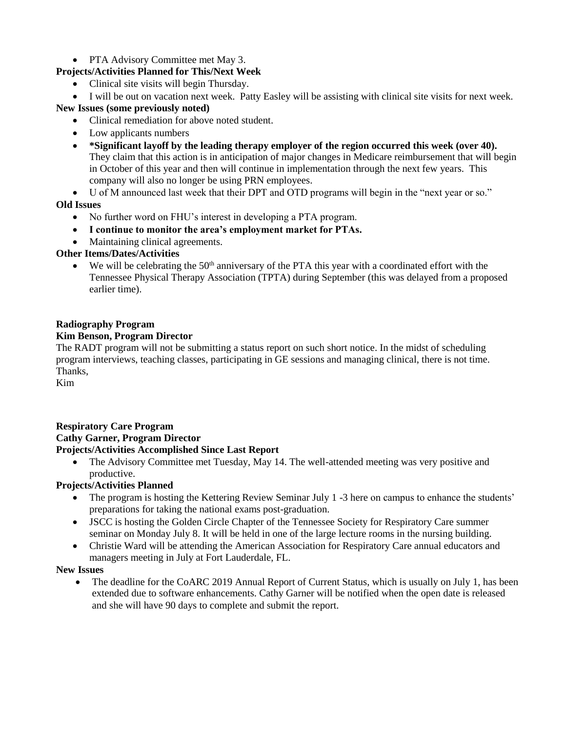- PTA Advisory Committee met May 3.

**Projects/Activities Planned for This/Next Week**

- Clinical site visits will begin Thursday.
- I will be out on vacation next week. Patty Easley will be assisting with clinical site visits for next week.

**New Issues (some previously noted)**

- Clinical remediation for above noted student.
- Low applicants numbers
- ***Significant layoff by the leading therapy employer of the region occurred this week (over 40).** They claim that this action is in anticipation of major changes in Medicare reimbursement that will begin in October of this year and then will continue in implementation through the next few years. This company will also no longer be using PRN employees.
- U of M announced last week that their DPT and OTD programs will begin in the "next year or so."

**Old Issues**

- No further word on FHU's interest in developing a PTA program.
- **I continue to monitor the area's employment market for PTAs.**
- Maintaining clinical agreements.

**Other Items/Dates/Activities**

- We will be celebrating the 50th anniversary of the PTA this year with a coordinated effort with the Tennessee Physical Therapy Association (TPTA) during September (this was delayed from a proposed earlier time).

**Radiography Program**

**Kim Benson, Program Director**

The RADT program will not be submitting a status report on such short notice. In the midst of scheduling program interviews, teaching classes, participating in GE sessions and managing clinical, there is not time.
Thanks,
Kim

**Respiratory Care Program**

**Cathy Garner, Program Director**

**Projects/Activities Accomplished Since Last Report**

- The Advisory Committee met Tuesday, May 14. The well-attended meeting was very positive and productive.

**Projects/Activities Planned**

- The program is hosting the Kettering Review Seminar July 1 -3 here on campus to enhance the students' preparations for taking the national exams post-graduation.
- JSCC is hosting the Golden Circle Chapter of the Tennessee Society for Respiratory Care summer seminar on Monday July 8. It will be held in one of the large lecture rooms in the nursing building.
- Christie Ward will be attending the American Association for Respiratory Care annual educators and managers meeting in July at Fort Lauderdale, FL.

**New Issues**

- The deadline for the CoARC 2019 Annual Report of Current Status, which is usually on July 1, has been extended due to software enhancements. Cathy Garner will be notified when the open date is released and she will have 90 days to complete and submit the report.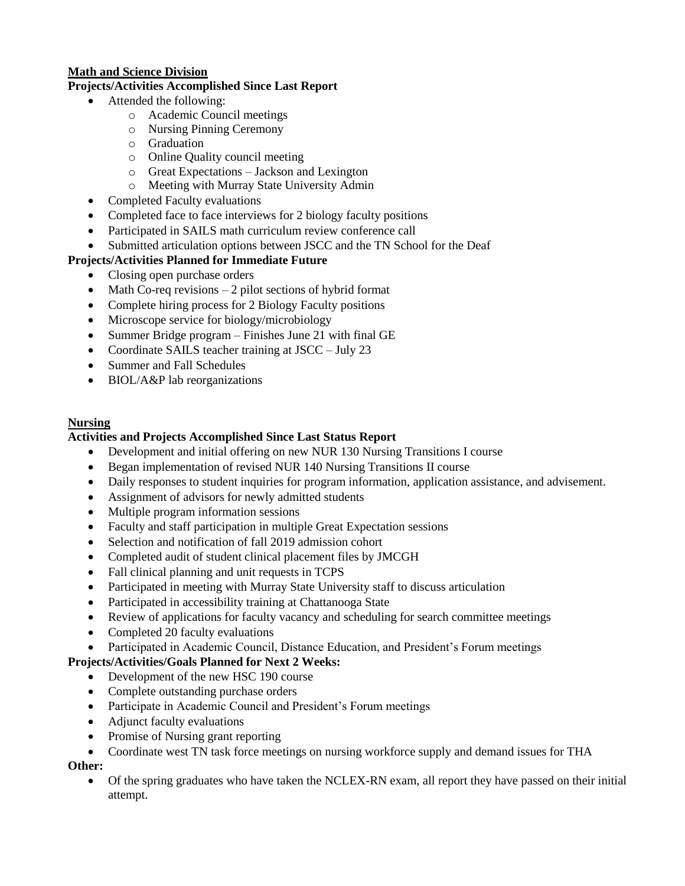## Math and Science Division

**Projects/Activities Accomplished Since Last Report**

- Attended the following:
  - Academic Council meetings
  - Nursing Pinning Ceremony
  - Graduation
  - Online Quality council meeting
  - Great Expectations – Jackson and Lexington
  - Meeting with Murray State University Admin
- Completed Faculty evaluations
- Completed face to face interviews for 2 biology faculty positions
- Participated in SAILS math curriculum review conference call
- Submitted articulation options between JSCC and the TN School for the Deaf

**Projects/Activities Planned for Immediate Future**

- Closing open purchase orders
- Math Co-req revisions – 2 pilot sections of hybrid format
- Complete hiring process for 2 Biology Faculty positions
- Microscope service for biology/microbiology
- Summer Bridge program – Finishes June 21 with final GE
- Coordinate SAILS teacher training at JSCC – July 23
- Summer and Fall Schedules
- BIOL/A&P lab reorganizations

## Nursing

**Activities and Projects Accomplished Since Last Status Report**

- Development and initial offering on new NUR 130 Nursing Transitions I course
- Began implementation of revised NUR 140 Nursing Transitions II course
- Daily responses to student inquiries for program information, application assistance, and advisement.
- Assignment of advisors for newly admitted students
- Multiple program information sessions
- Faculty and staff participation in multiple Great Expectation sessions
- Selection and notification of fall 2019 admission cohort
- Completed audit of student clinical placement files by JMCGH
- Fall clinical planning and unit requests in TCPS
- Participated in meeting with Murray State University staff to discuss articulation
- Participated in accessibility training at Chattanooga State
- Review of applications for faculty vacancy and scheduling for search committee meetings
- Completed 20 faculty evaluations
- Participated in Academic Council, Distance Education, and President's Forum meetings

**Projects/Activities/Goals Planned for Next 2 Weeks:**

- Development of the new HSC 190 course
- Complete outstanding purchase orders
- Participate in Academic Council and President's Forum meetings
- Adjunct faculty evaluations
- Promise of Nursing grant reporting
- Coordinate west TN task force meetings on nursing workforce supply and demand issues for THA

**Other:**

- Of the spring graduates who have taken the NCLEX-RN exam, all report they have passed on their initial attempt.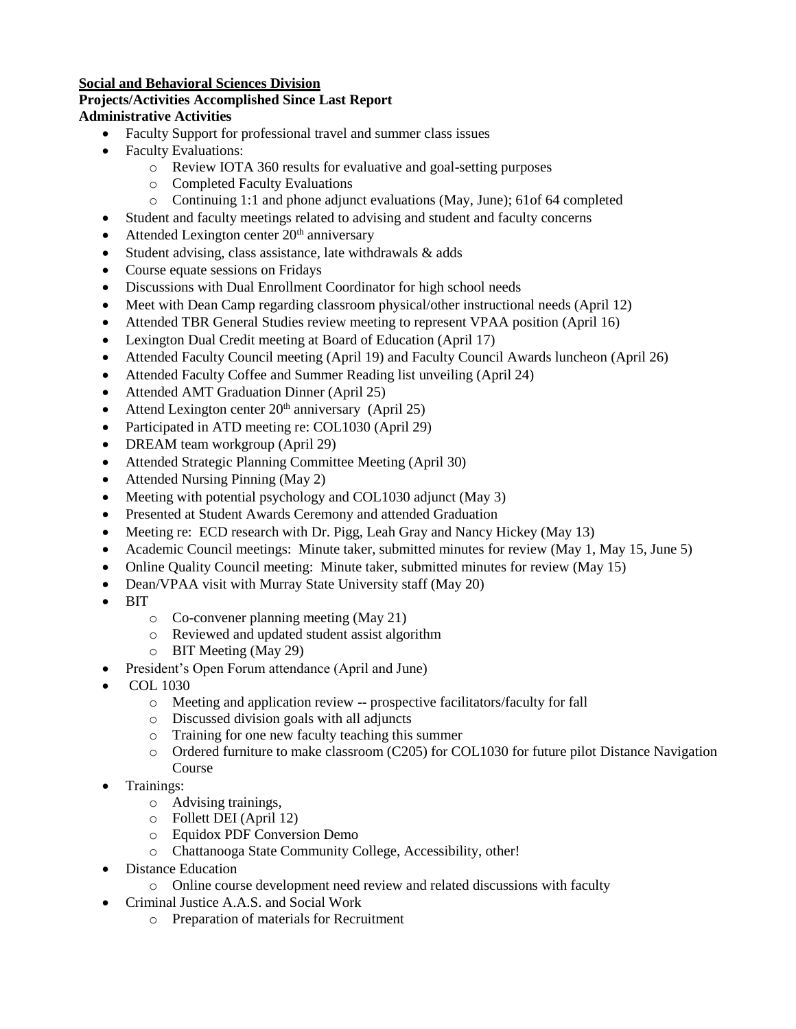**Social and Behavioral Sciences Division**

**Projects/Activities Accomplished Since Last Report**

**Administrative Activities**

- Faculty Support for professional travel and summer class issues
- Faculty Evaluations:
  - Review IOTA 360 results for evaluative and goal-setting purposes
  - Completed Faculty Evaluations
  - Continuing 1:1 and phone adjunct evaluations (May, June); 61of 64 completed
- Student and faculty meetings related to advising and student and faculty concerns
- Attended Lexington center 20th anniversary
- Student advising, class assistance, late withdrawals & adds
- Course equate sessions on Fridays
- Discussions with Dual Enrollment Coordinator for high school needs
- Meet with Dean Camp regarding classroom physical/other instructional needs (April 12)
- Attended TBR General Studies review meeting to represent VPAA position (April 16)
- Lexington Dual Credit meeting at Board of Education (April 17)
- Attended Faculty Council meeting (April 19) and Faculty Council Awards luncheon (April 26)
- Attended Faculty Coffee and Summer Reading list unveiling (April 24)
- Attended AMT Graduation Dinner (April 25)
- Attend Lexington center 20th anniversary (April 25)
- Participated in ATD meeting re: COL1030 (April 29)
- DREAM team workgroup (April 29)
- Attended Strategic Planning Committee Meeting (April 30)
- Attended Nursing Pinning (May 2)
- Meeting with potential psychology and COL1030 adjunct (May 3)
- Presented at Student Awards Ceremony and attended Graduation
- Meeting re: ECD research with Dr. Pigg, Leah Gray and Nancy Hickey (May 13)
- Academic Council meetings: Minute taker, submitted minutes for review (May 1, May 15, June 5)
- Online Quality Council meeting: Minute taker, submitted minutes for review (May 15)
- Dean/VPAA visit with Murray State University staff (May 20)
- BIT
  - Co-convener planning meeting (May 21)
  - Reviewed and updated student assist algorithm
  - BIT Meeting (May 29)
- President's Open Forum attendance (April and June)
- COL 1030
  - Meeting and application review -- prospective facilitators/faculty for fall
  - Discussed division goals with all adjuncts
  - Training for one new faculty teaching this summer
  - Ordered furniture to make classroom (C205) for COL1030 for future pilot Distance Navigation Course
- Trainings:
  - Advising trainings,
  - Follett DEI (April 12)
  - Equidox PDF Conversion Demo
  - Chattanooga State Community College, Accessibility, other!
- Distance Education
  - Online course development need review and related discussions with faculty
- Criminal Justice A.A.S. and Social Work
  - Preparation of materials for Recruitment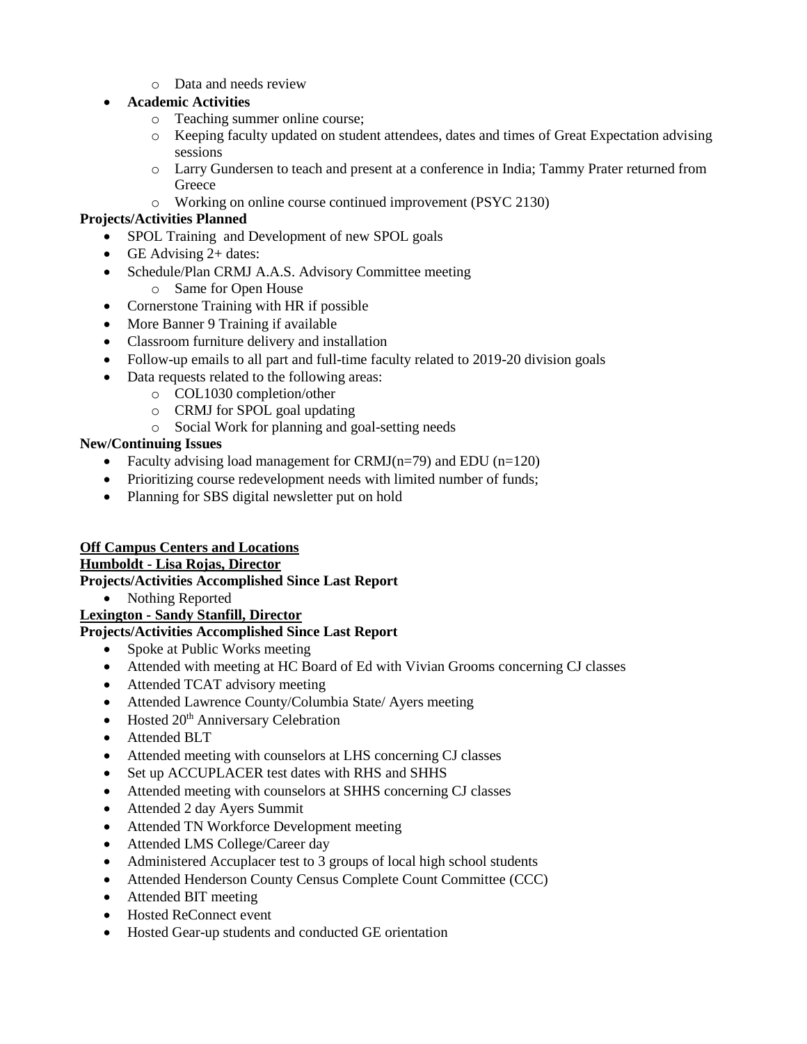- Data and needs review
- **Academic Activities**
  - Teaching summer online course;
  - Keeping faculty updated on student attendees, dates and times of Great Expectation advising sessions
  - Larry Gundersen to teach and present at a conference in India; Tammy Prater returned from Greece
  - Working on online course continued improvement (PSYC 2130)

**Projects/Activities Planned**

- SPOL Training and Development of new SPOL goals
- GE Advising 2+ dates:
- Schedule/Plan CRMJ A.A.S. Advisory Committee meeting
  - Same for Open House
- Cornerstone Training with HR if possible
- More Banner 9 Training if available
- Classroom furniture delivery and installation
- Follow-up emails to all part and full-time faculty related to 2019-20 division goals
- Data requests related to the following areas:
  - COL1030 completion/other
  - CRMJ for SPOL goal updating
  - Social Work for planning and goal-setting needs

**New/Continuing Issues**

- Faculty advising load management for CRMJ(n=79) and EDU (n=120)
- Prioritizing course redevelopment needs with limited number of funds;
- Planning for SBS digital newsletter put on hold

**Off Campus Centers and Locations**

**Humboldt - Lisa Rojas, Director**

**Projects/Activities Accomplished Since Last Report**

- Nothing Reported

**Lexington - Sandy Stanfill, Director**

**Projects/Activities Accomplished Since Last Report**

- Spoke at Public Works meeting
- Attended with meeting at HC Board of Ed with Vivian Grooms concerning CJ classes
- Attended TCAT advisory meeting
- Attended Lawrence County/Columbia State/ Ayers meeting
- Hosted 20th Anniversary Celebration
- Attended BLT
- Attended meeting with counselors at LHS concerning CJ classes
- Set up ACCUPLACER test dates with RHS and SHHS
- Attended meeting with counselors at SHHS concerning CJ classes
- Attended 2 day Ayers Summit
- Attended TN Workforce Development meeting
- Attended LMS College/Career day
- Administered Accuplacer test to 3 groups of local high school students
- Attended Henderson County Census Complete Count Committee (CCC)
- Attended BIT meeting
- Hosted ReConnect event
- Hosted Gear-up students and conducted GE orientation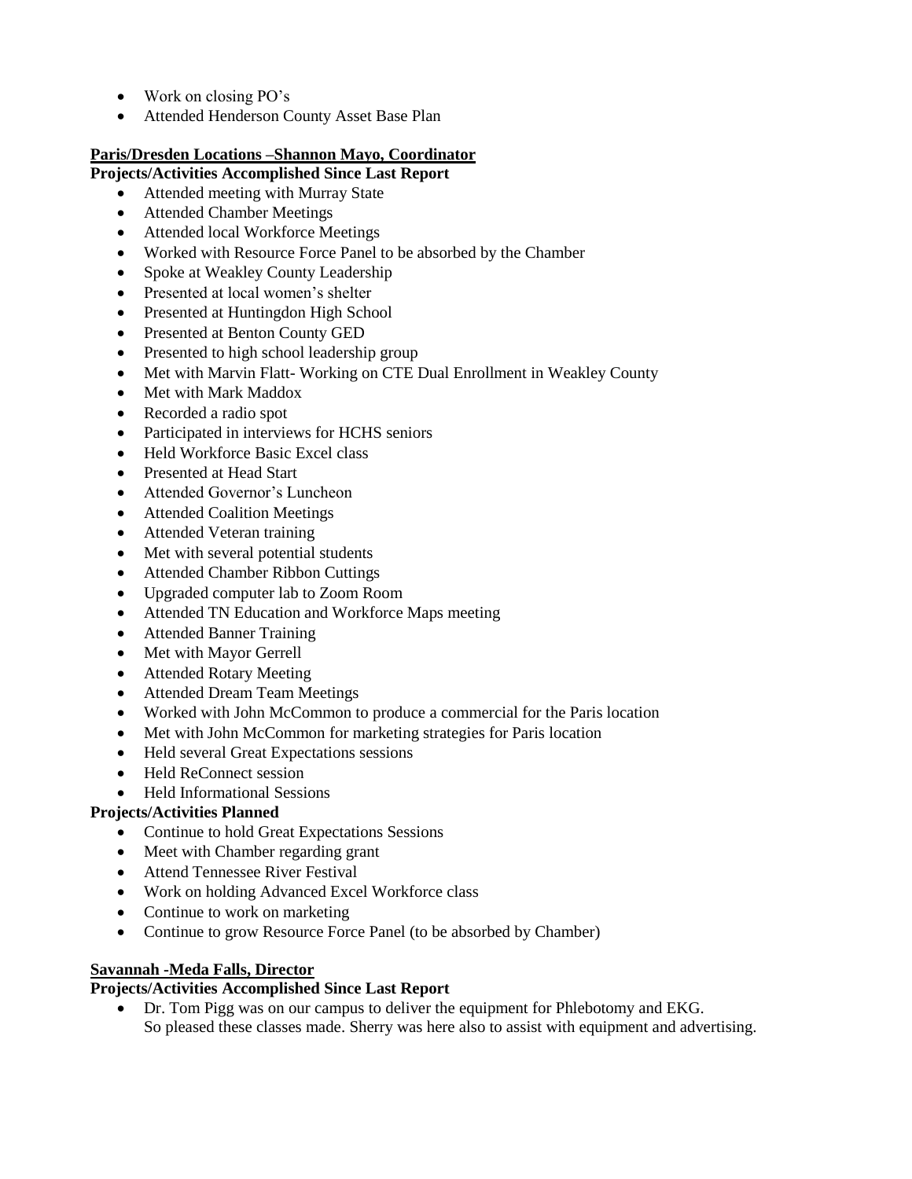- Work on closing PO's
- Attended Henderson County Asset Base Plan

**Paris/Dresden Locations –Shannon Mayo, Coordinator**

**Projects/Activities Accomplished Since Last Report**

- Attended meeting with Murray State
- Attended Chamber Meetings
- Attended local Workforce Meetings
- Worked with Resource Force Panel to be absorbed by the Chamber
- Spoke at Weakley County Leadership
- Presented at local women's shelter
- Presented at Huntingdon High School
- Presented at Benton County GED
- Presented to high school leadership group
- Met with Marvin Flatt- Working on CTE Dual Enrollment in Weakley County
- Met with Mark Maddox
- Recorded a radio spot
- Participated in interviews for HCHS seniors
- Held Workforce Basic Excel class
- Presented at Head Start
- Attended Governor's Luncheon
- Attended Coalition Meetings
- Attended Veteran training
- Met with several potential students
- Attended Chamber Ribbon Cuttings
- Upgraded computer lab to Zoom Room
- Attended TN Education and Workforce Maps meeting
- Attended Banner Training
- Met with Mayor Gerrell
- Attended Rotary Meeting
- Attended Dream Team Meetings
- Worked with John McCommon to produce a commercial for the Paris location
- Met with John McCommon for marketing strategies for Paris location
- Held several Great Expectations sessions
- Held ReConnect session
- Held Informational Sessions

**Projects/Activities Planned**

- Continue to hold Great Expectations Sessions
- Meet with Chamber regarding grant
- Attend Tennessee River Festival
- Work on holding Advanced Excel Workforce class
- Continue to work on marketing
- Continue to grow Resource Force Panel (to be absorbed by Chamber)

**Savannah -Meda Falls, Director**

**Projects/Activities Accomplished Since Last Report**

- Dr. Tom Pigg was on our campus to deliver the equipment for Phlebotomy and EKG. So pleased these classes made. Sherry was here also to assist with equipment and advertising.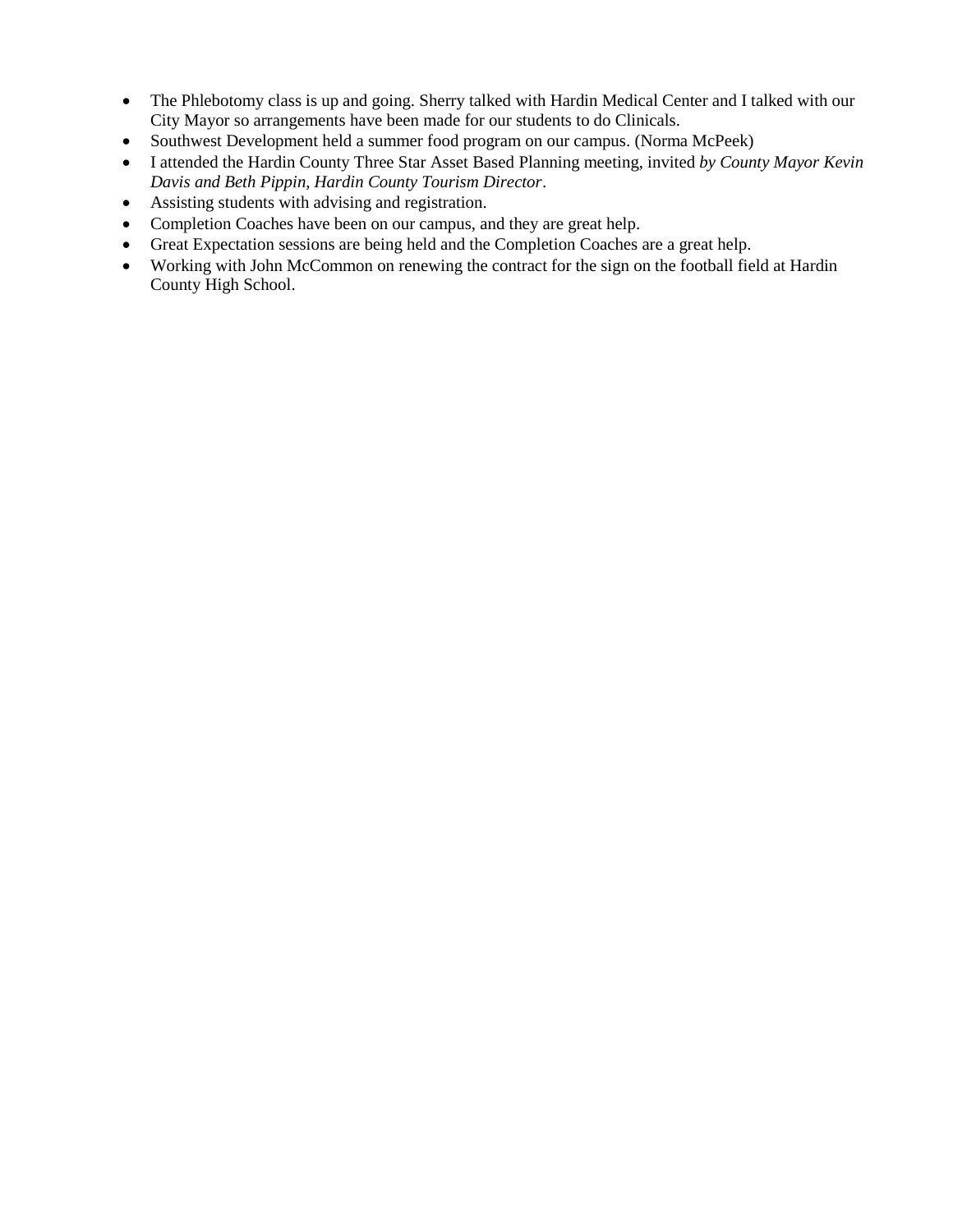- The Phlebotomy class is up and going. Sherry talked with Hardin Medical Center and I talked with our City Mayor so arrangements have been made for our students to do Clinicals.
- Southwest Development held a summer food program on our campus. (Norma McPeek)
- I attended the Hardin County Three Star Asset Based Planning meeting, invited *by County Mayor Kevin Davis and Beth Pippin, Hardin County Tourism Director*.
- Assisting students with advising and registration.
- Completion Coaches have been on our campus, and they are great help.
- Great Expectation sessions are being held and the Completion Coaches are a great help.
- Working with John McCommon on renewing the contract for the sign on the football field at Hardin County High School.